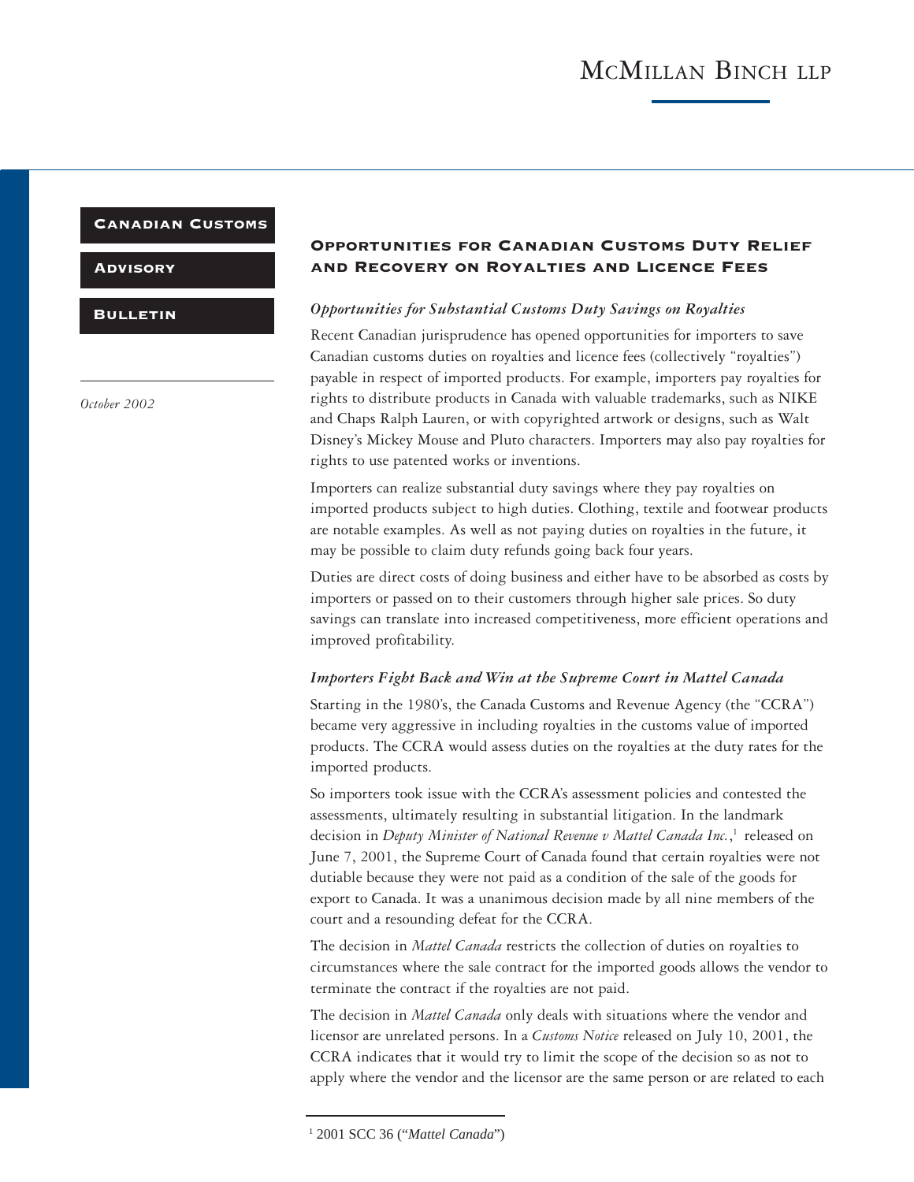McMillan Binch LLP

**Canadian Customs**

**Advisory**

**Bulletin**

*October 2002*

# Opportunities for Canadian Customs Duty Relief and Recovery on Royalties and Licence Fees

### *Opportunities for Substantial Customs Duty Savings on Royalties*

Recent Canadian jurisprudence has opened opportunities for importers to save Canadian customs duties on royalties and licence fees (collectively "royalties") payable in respect of imported products. For example, importers pay royalties for rights to distribute products in Canada with valuable trademarks, such as NIKE and Chaps Ralph Lauren, or with copyrighted artwork or designs, such as Walt Disney's Mickey Mouse and Pluto characters. Importers may also pay royalties for rights to use patented works or inventions.

Importers can realize substantial duty savings where they pay royalties on imported products subject to high duties. Clothing, textile and footwear products are notable examples. As well as not paying duties on royalties in the future, it may be possible to claim duty refunds going back four years.

Duties are direct costs of doing business and either have to be absorbed as costs by importers or passed on to their customers through higher sale prices. So duty savings can translate into increased competitiveness, more efficient operations and improved profitability.

### *Importers Fight Back and Win at the Supreme Court in Mattel Canada*

Starting in the 1980's, the Canada Customs and Revenue Agency (the "CCRA") became very aggressive in including royalties in the customs value of imported products. The CCRA would assess duties on the royalties at the duty rates for the imported products.

So importers took issue with the CCRA's assessment policies and contested the assessments, ultimately resulting in substantial litigation. In the landmark decision in *Deputy Minister of National Revenue v Mattel Canada Inc.*,[1] released on June 7, 2001, the Supreme Court of Canada found that certain royalties were not dutiable because they were not paid as a condition of the sale of the goods for export to Canada. It was a unanimous decision made by all nine members of the court and a resounding defeat for the CCRA.

The decision in *Mattel Canada* restricts the collection of duties on royalties to circumstances where the sale contract for the imported goods allows the vendor to terminate the contract if the royalties are not paid.

The decision in *Mattel Canada* only deals with situations where the vendor and licensor are unrelated persons. In a *Customs Notice* released on July 10, 2001, the CCRA indicates that it would try to limit the scope of the decision so as not to apply where the vendor and the licensor are the same person or are related to each

---

[1] 2001 SCC 36 ("*Mattel Canada*")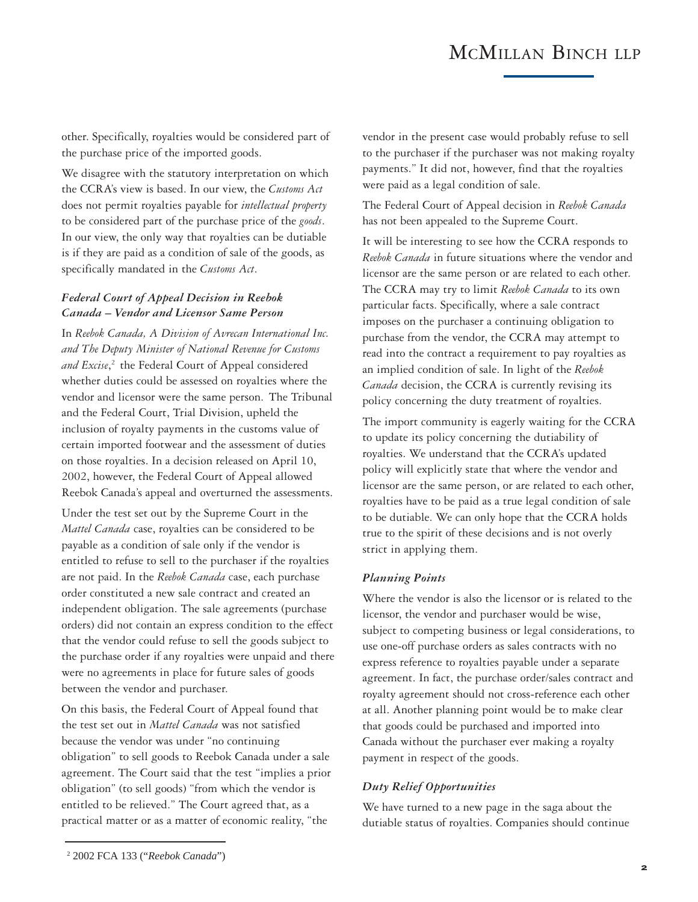other. Specifically, royalties would be considered part of the purchase price of the imported goods.

We disagree with the statutory interpretation on which the CCRA's view is based. In our view, the *Customs Act* does not permit royalties payable for *intellectual property* to be considered part of the purchase price of the *goods*. In our view, the only way that royalties can be dutiable is if they are paid as a condition of sale of the goods, as specifically mandated in the *Customs Act*.

### *Federal Court of Appeal Decision in Reebok Canada – Vendor and Licensor Same Person*

In *Reebok Canada, A Division of Avrecan International Inc. and The Deputy Minister of National Revenue for Customs and Excise*,[2] the Federal Court of Appeal considered whether duties could be assessed on royalties where the vendor and licensor were the same person. The Tribunal and the Federal Court, Trial Division, upheld the inclusion of royalty payments in the customs value of certain imported footwear and the assessment of duties on those royalties. In a decision released on April 10, 2002, however, the Federal Court of Appeal allowed Reebok Canada's appeal and overturned the assessments.

Under the test set out by the Supreme Court in the *Mattel Canada* case, royalties can be considered to be payable as a condition of sale only if the vendor is entitled to refuse to sell to the purchaser if the royalties are not paid. In the *Reebok Canada* case, each purchase order constituted a new sale contract and created an independent obligation. The sale agreements (purchase orders) did not contain an express condition to the effect that the vendor could refuse to sell the goods subject to the purchase order if any royalties were unpaid and there were no agreements in place for future sales of goods between the vendor and purchaser.

On this basis, the Federal Court of Appeal found that the test set out in *Mattel Canada* was not satisfied because the vendor was under "no continuing obligation" to sell goods to Reebok Canada under a sale agreement. The Court said that the test "implies a prior obligation" (to sell goods) "from which the vendor is entitled to be relieved." The Court agreed that, as a practical matter or as a matter of economic reality, "the vendor in the present case would probably refuse to sell to the purchaser if the purchaser was not making royalty payments." It did not, however, find that the royalties were paid as a legal condition of sale.

The Federal Court of Appeal decision in *Reebok Canada* has not been appealed to the Supreme Court.

It will be interesting to see how the CCRA responds to *Reebok Canada* in future situations where the vendor and licensor are the same person or are related to each other. The CCRA may try to limit *Reebok Canada* to its own particular facts. Specifically, where a sale contract imposes on the purchaser a continuing obligation to purchase from the vendor, the CCRA may attempt to read into the contract a requirement to pay royalties as an implied condition of sale. In light of the *Reebok Canada* decision, the CCRA is currently revising its policy concerning the duty treatment of royalties.

The import community is eagerly waiting for the CCRA to update its policy concerning the dutiability of royalties. We understand that the CCRA's updated policy will explicitly state that where the vendor and licensor are the same person, or are related to each other, royalties have to be paid as a true legal condition of sale to be dutiable. We can only hope that the CCRA holds true to the spirit of these decisions and is not overly strict in applying them.

### *Planning Points*

Where the vendor is also the licensor or is related to the licensor, the vendor and purchaser would be wise, subject to competing business or legal considerations, to use one-off purchase orders as sales contracts with no express reference to royalties payable under a separate agreement. In fact, the purchase order/sales contract and royalty agreement should not cross-reference each other at all. Another planning point would be to make clear that goods could be purchased and imported into Canada without the purchaser ever making a royalty payment in respect of the goods.

### *Duty Relief Opportunities*

We have turned to a new page in the saga about the dutiable status of royalties. Companies should continue

[2] 2002 FCA 133 ("*Reebok Canada*")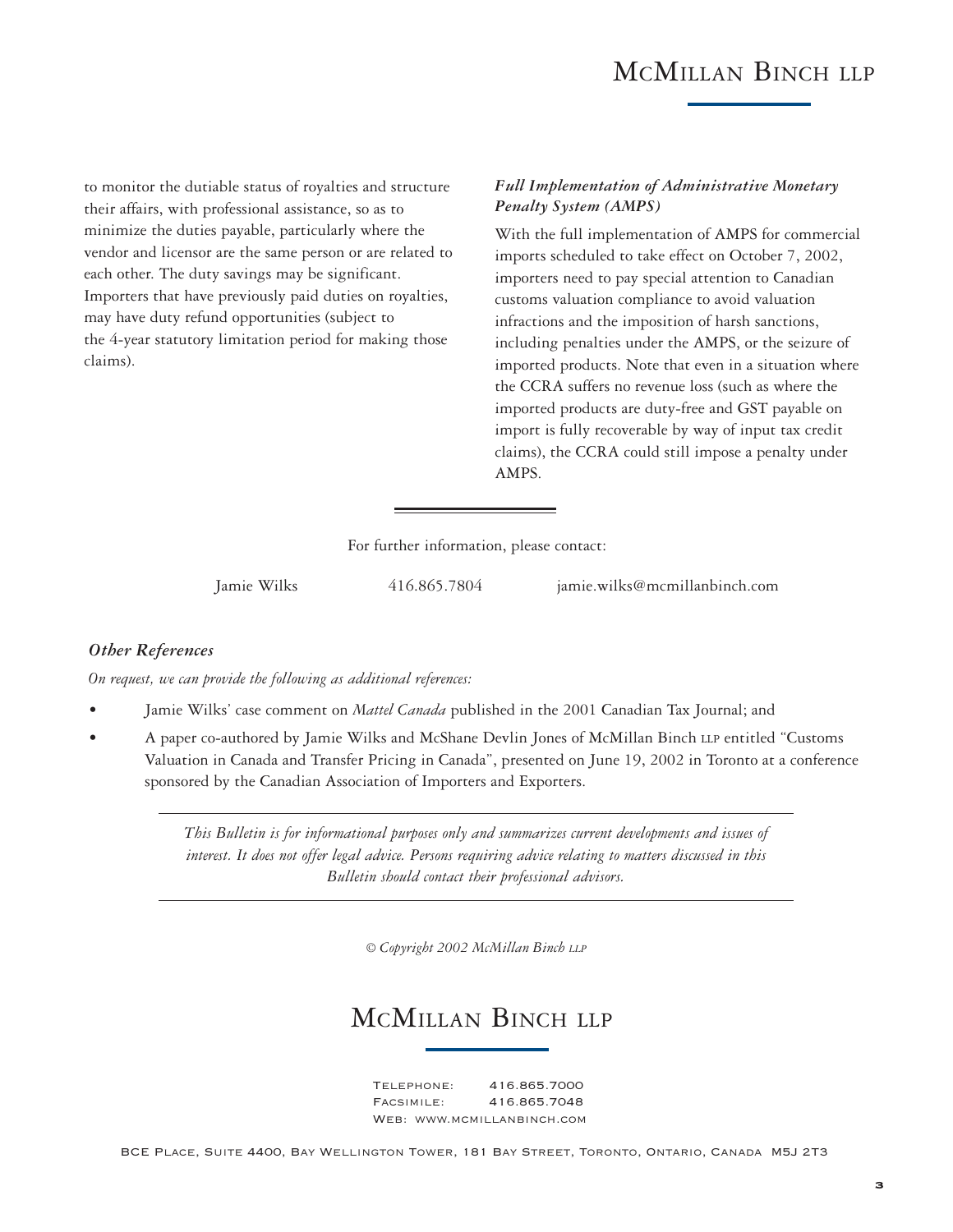to monitor the dutiable status of royalties and structure their affairs, with professional assistance, so as to minimize the duties payable, particularly where the vendor and licensor are the same person or are related to each other. The duty savings may be significant. Importers that have previously paid duties on royalties, may have duty refund opportunities (subject to the 4-year statutory limitation period for making those claims).

### *Full Implementation of Administrative Monetary Penalty System (AMPS)*

With the full implementation of AMPS for commercial imports scheduled to take effect on October 7, 2002, importers need to pay special attention to Canadian customs valuation compliance to avoid valuation infractions and the imposition of harsh sanctions, including penalties under the AMPS, or the seizure of imported products. Note that even in a situation where the CCRA suffers no revenue loss (such as where the imported products are duty-free and GST payable on import is fully recoverable by way of input tax credit claims), the CCRA could still impose a penalty under AMPS.

---

For further information, please contact:

Jamie Wilks 416.865.7804 jamie.wilks@mcmillanbinch.com

### *Other References*

*On request, we can provide the following as additional references:*

- Jamie Wilks' case comment on *Mattel Canada* published in the 2001 Canadian Tax Journal; and
- A paper co-authored by Jamie Wilks and McShane Devlin Jones of McMillan Binch LLP entitled "Customs Valuation in Canada and Transfer Pricing in Canada", presented on June 19, 2002 in Toronto at a conference sponsored by the Canadian Association of Importers and Exporters.

---

*This Bulletin is for informational purposes only and summarizes current developments and issues of interest. It does not offer legal advice. Persons requiring advice relating to matters discussed in this Bulletin should contact their professional advisors.*

---

*© Copyright 2002 McMillan Binch LLP*

McMillan Binch LLP

Telephone: 416.865.7000
Facsimile: 416.865.7048
Web: www.mcmillanbinch.com

BCE Place, Suite 4400, Bay Wellington Tower, 181 Bay Street, Toronto, Ontario, Canada M5J 2T3